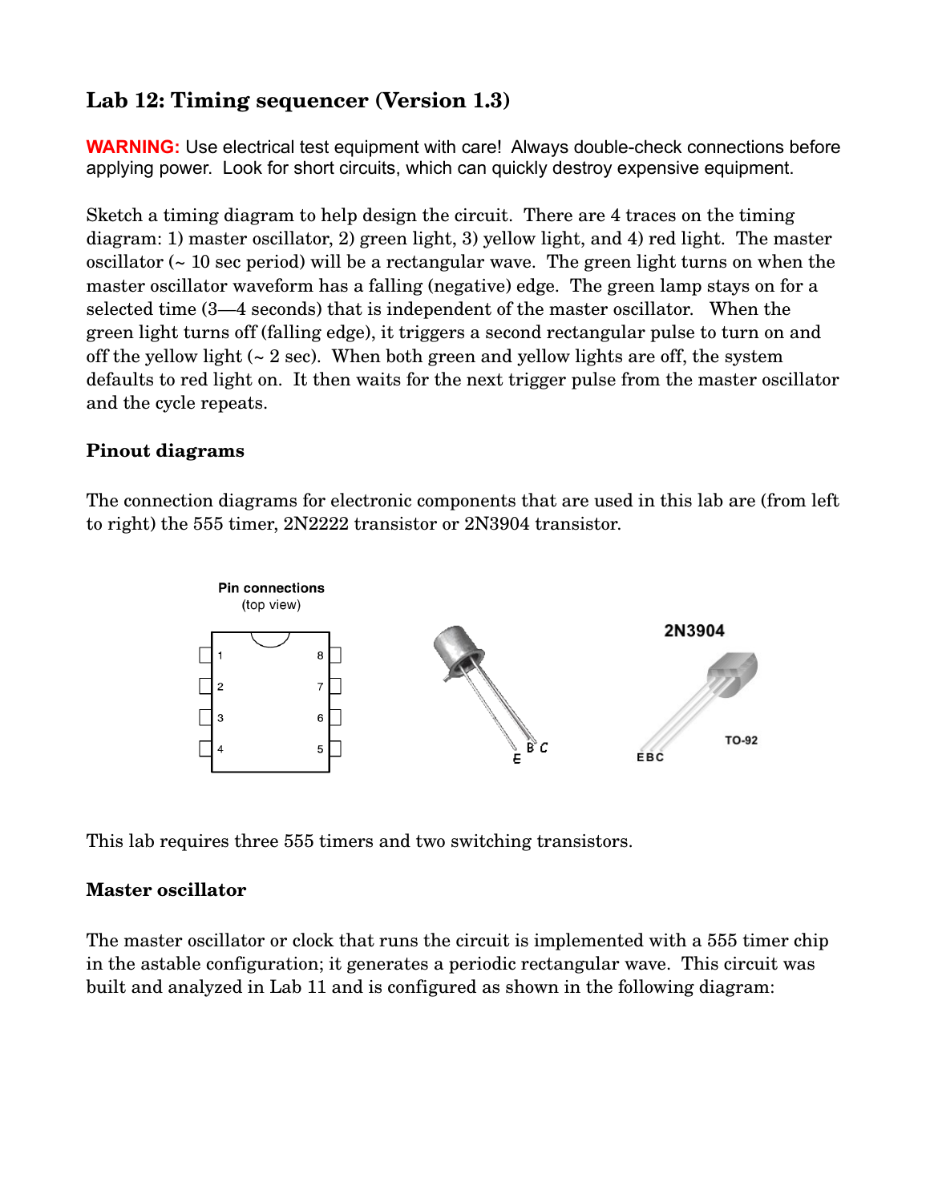## Lab 12: Timing sequencer (Version 1.3)

**WARNING:** Use electrical test equipment with care! Always double-check connections before applying power. Look for short circuits, which can quickly destroy expensive equipment.

Sketch a timing diagram to help design the circuit. There are 4 traces on the timing diagram: 1) master oscillator, 2) green light, 3) yellow light, and 4) red light. The master oscillator (~ 10 sec period) will be a rectangular wave. The green light turns on when the master oscillator waveform has a falling (negative) edge. The green lamp stays on for a selected time (3—4 seconds) that is independent of the master oscillator. When the green light turns off (falling edge), it triggers a second rectangular pulse to turn on and off the yellow light (~ 2 sec). When both green and yellow lights are off, the system defaults to red light on. It then waits for the next trigger pulse from the master oscillator and the cycle repeats.

### Pinout diagrams

The connection diagrams for electronic components that are used in this lab are (from left to right) the 555 timer, 2N2222 transistor or 2N3904 transistor.

Pin connections (top view)

1 2 3 4 8 7 6 5

E B C

2N3904

TO-92

E B C

This lab requires three 555 timers and two switching transistors.

### Master oscillator

The master oscillator or clock that runs the circuit is implemented with a 555 timer chip in the astable configuration; it generates a periodic rectangular wave. This circuit was built and analyzed in Lab 11 and is configured as shown in the following diagram: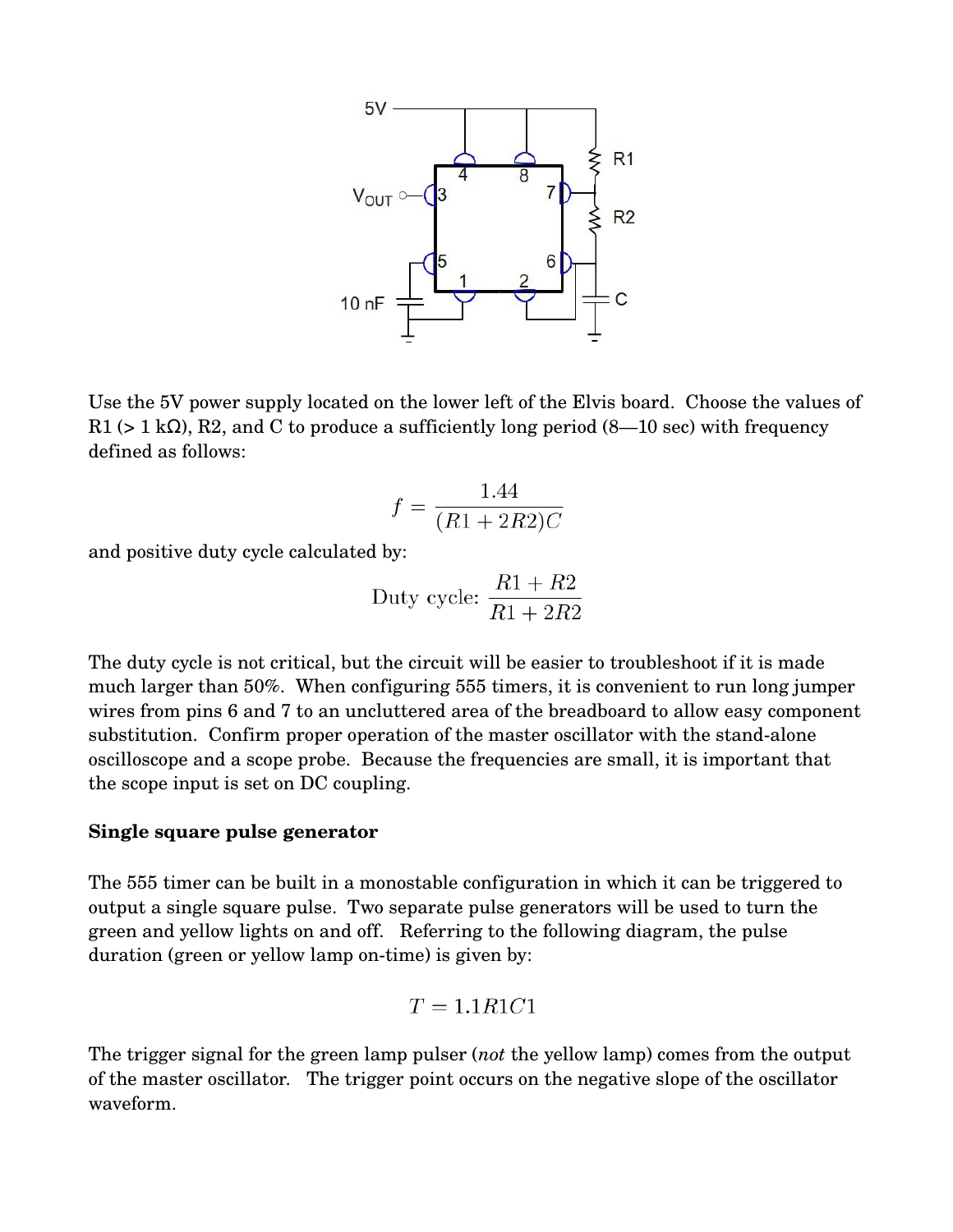Use the 5V power supply located on the lower left of the Elvis board. Choose the values of R1 (> 1 kΩ), R2, and C to produce a sufficiently long period (8—10 sec) with frequency defined as follows:

$$f = \frac{1.44}{(R1 + 2R2)C}$$

and positive duty cycle calculated by:

$$\text{Duty cycle: } \frac{R1 + R2}{R1 + 2R2}$$

The duty cycle is not critical, but the circuit will be easier to troubleshoot if it is made much larger than 50%. When configuring 555 timers, it is convenient to run long jumper wires from pins 6 and 7 to an uncluttered area of the breadboard to allow easy component substitution. Confirm proper operation of the master oscillator with the stand-alone oscilloscope and a scope probe. Because the frequencies are small, it is important that the scope input is set on DC coupling.

**Single square pulse generator**

The 555 timer can be built in a monostable configuration in which it can be triggered to output a single square pulse. Two separate pulse generators will be used to turn the green and yellow lights on and off. Referring to the following diagram, the pulse duration (green or yellow lamp on-time) is given by:

$$T = 1.1R1C1$$

The trigger signal for the green lamp pulser (*not* the yellow lamp) comes from the output of the master oscillator. The trigger point occurs on the negative slope of the oscillator waveform.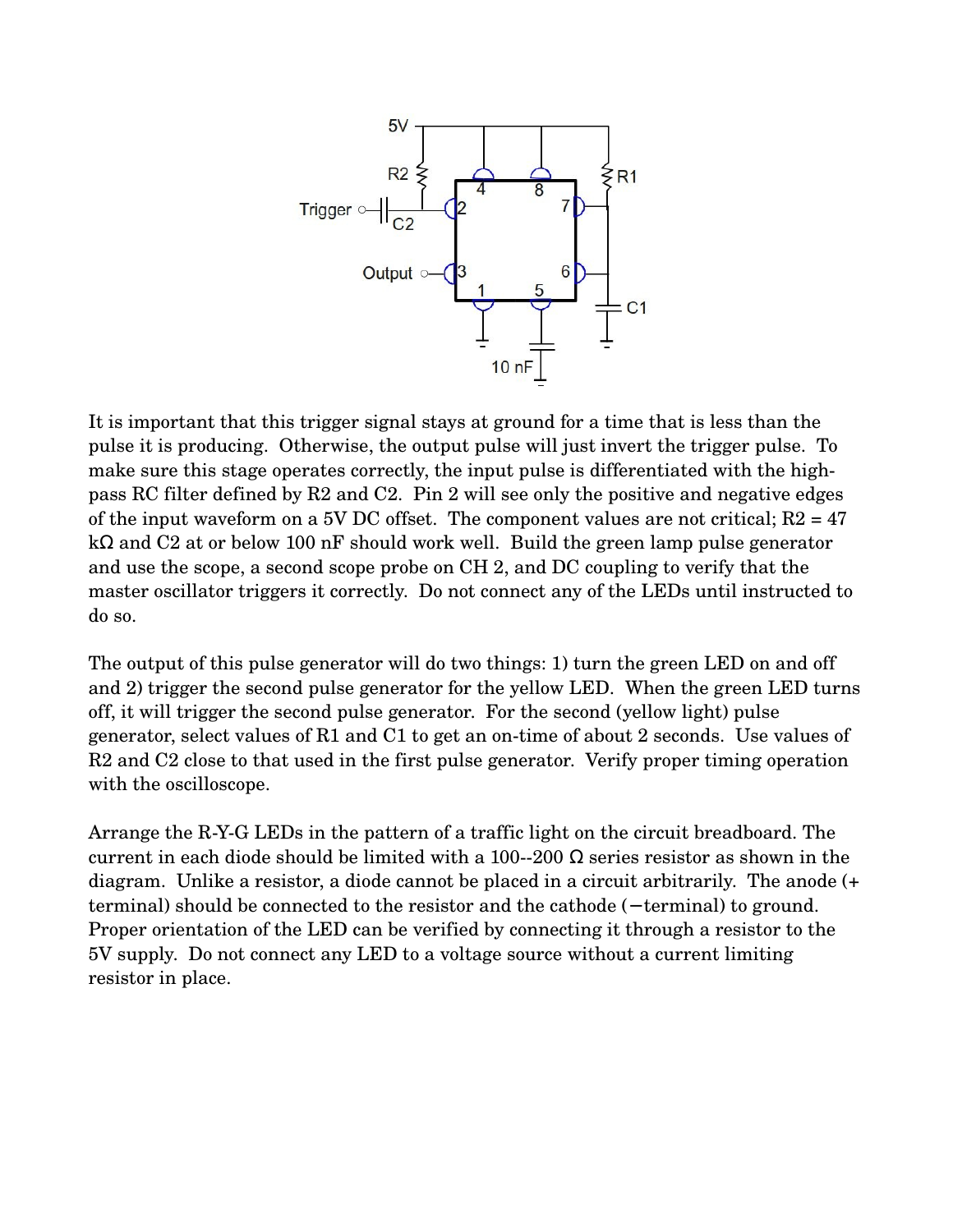It is important that this trigger signal stays at ground for a time that is less than the pulse it is producing. Otherwise, the output pulse will just invert the trigger pulse. To make sure this stage operates correctly, the input pulse is differentiated with the high-pass RC filter defined by R2 and C2. Pin 2 will see only the positive and negative edges of the input waveform on a 5V DC offset. The component values are not critical; R2 = 47 kΩ and C2 at or below 100 nF should work well. Build the green lamp pulse generator and use the scope, a second scope probe on CH 2, and DC coupling to verify that the master oscillator triggers it correctly. Do not connect any of the LEDs until instructed to do so.

The output of this pulse generator will do two things: 1) turn the green LED on and off and 2) trigger the second pulse generator for the yellow LED. When the green LED turns off, it will trigger the second pulse generator. For the second (yellow light) pulse generator, select values of R1 and C1 to get an on-time of about 2 seconds. Use values of R2 and C2 close to that used in the first pulse generator. Verify proper timing operation with the oscilloscope.

Arrange the R-Y-G LEDs in the pattern of a traffic light on the circuit breadboard. The current in each diode should be limited with a 100--200 Ω series resistor as shown in the diagram. Unlike a resistor, a diode cannot be placed in a circuit arbitrarily. The anode (+ terminal) should be connected to the resistor and the cathode (−terminal) to ground. Proper orientation of the LED can be verified by connecting it through a resistor to the 5V supply. Do not connect any LED to a voltage source without a current limiting resistor in place.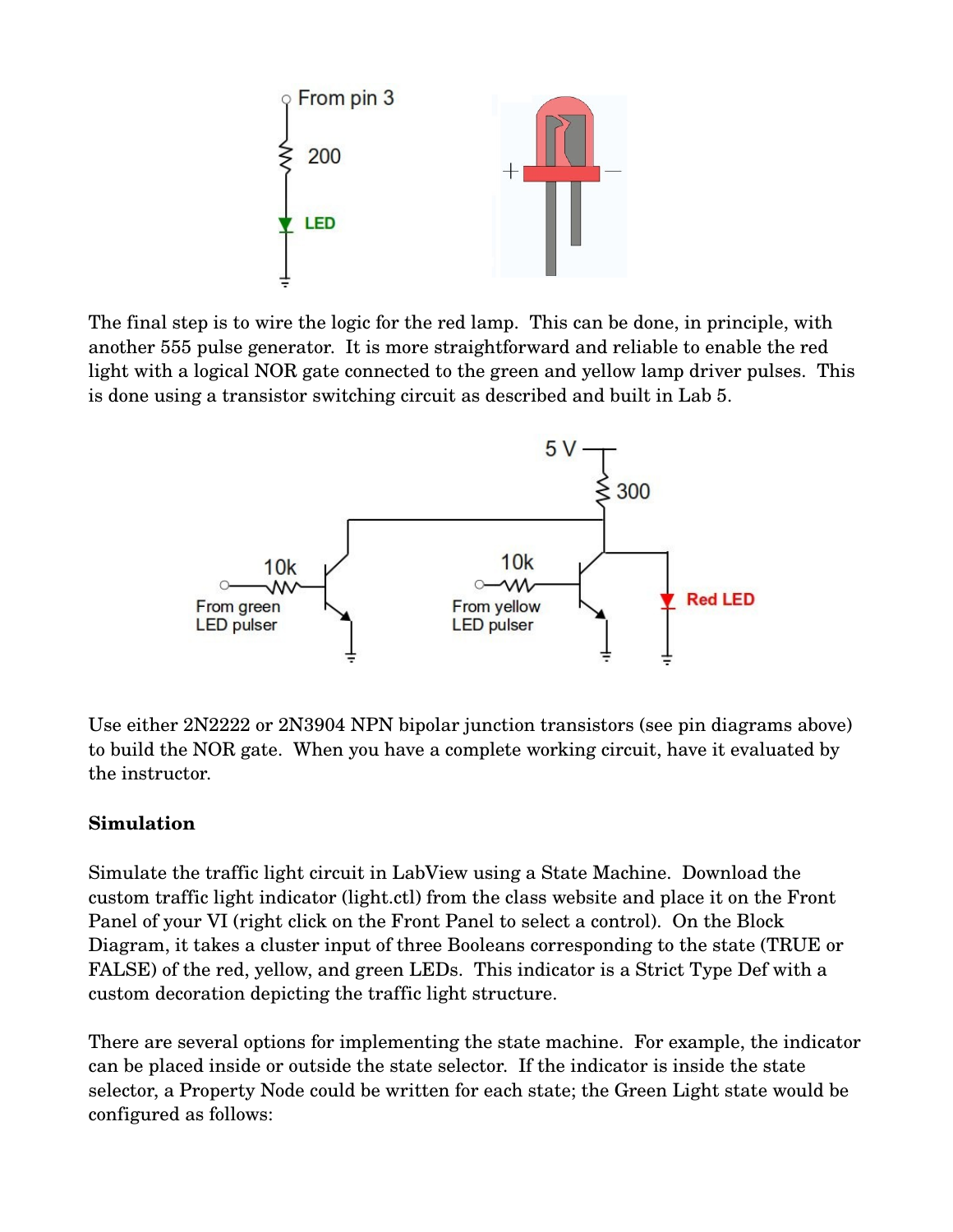The final step is to wire the logic for the red lamp. This can be done, in principle, with another 555 pulse generator. It is more straightforward and reliable to enable the red light with a logical NOR gate connected to the green and yellow lamp driver pulses. This is done using a transistor switching circuit as described and built in Lab 5.

Use either 2N2222 or 2N3904 NPN bipolar junction transistors (see pin diagrams above) to build the NOR gate. When you have a complete working circuit, have it evaluated by the instructor.

**Simulation**

Simulate the traffic light circuit in LabView using a State Machine. Download the custom traffic light indicator (light.ctl) from the class website and place it on the Front Panel of your VI (right click on the Front Panel to select a control). On the Block Diagram, it takes a cluster input of three Booleans corresponding to the state (TRUE or FALSE) of the red, yellow, and green LEDs. This indicator is a Strict Type Def with a custom decoration depicting the traffic light structure.

There are several options for implementing the state machine. For example, the indicator can be placed inside or outside the state selector. If the indicator is inside the state selector, a Property Node could be written for each state; the Green Light state would be configured as follows: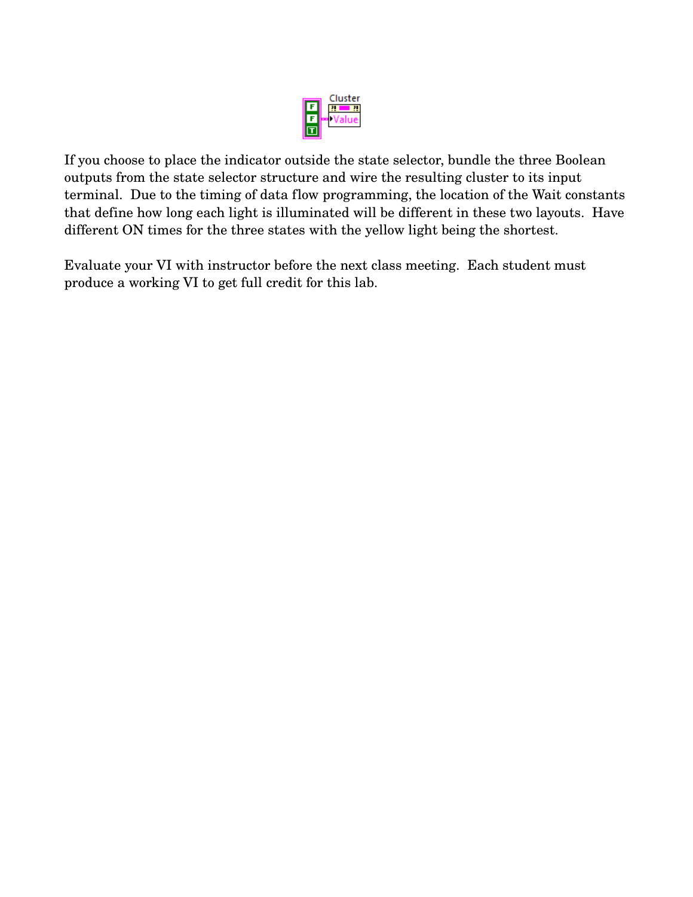Cluster

Value

If you choose to place the indicator outside the state selector, bundle the three Boolean outputs from the state selector structure and wire the resulting cluster to its input terminal. Due to the timing of data flow programming, the location of the Wait constants that define how long each light is illuminated will be different in these two layouts. Have different ON times for the three states with the yellow light being the shortest.

Evaluate your VI with instructor before the next class meeting. Each student must produce a working VI to get full credit for this lab.